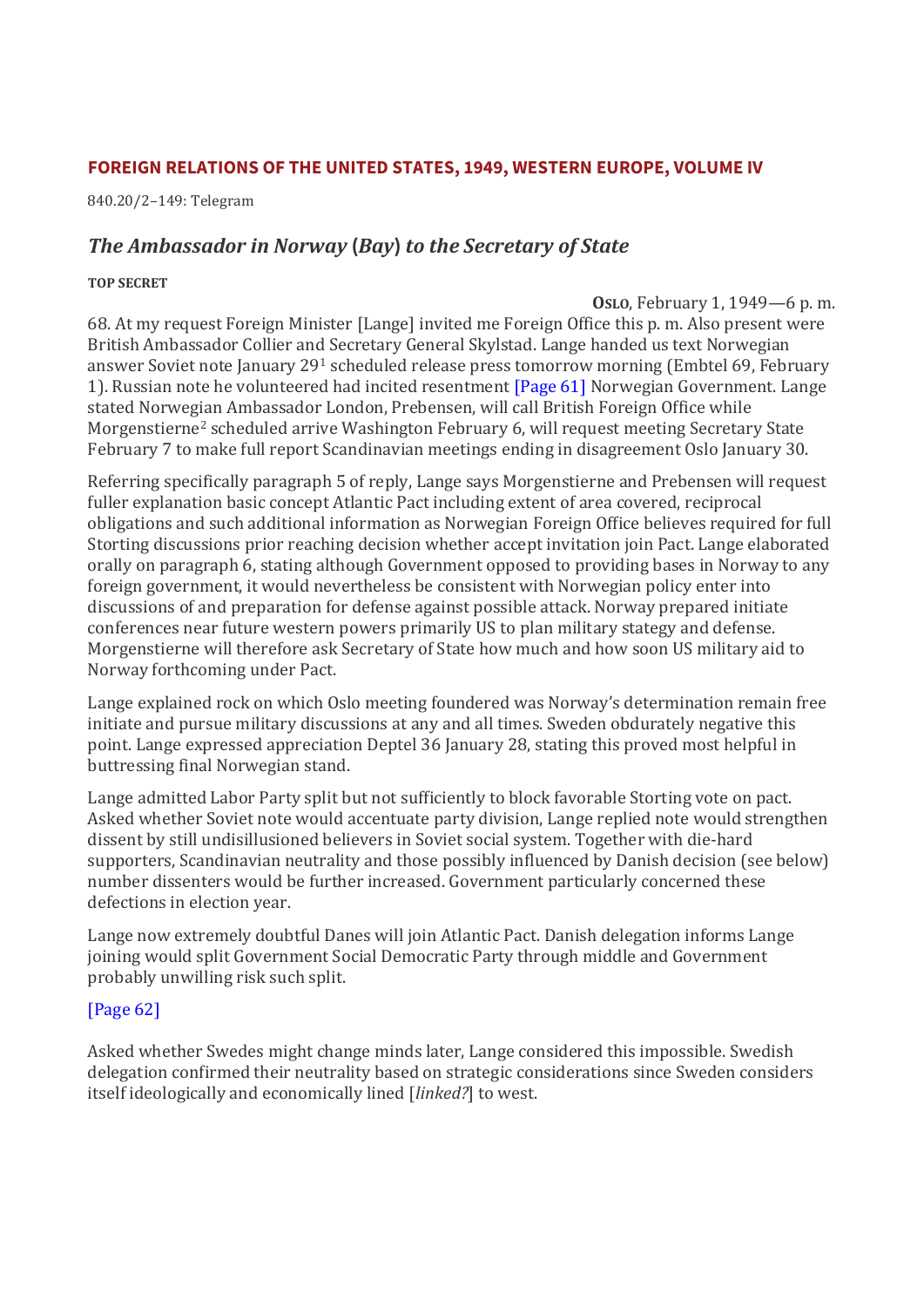## FOREIGN RELATIONS OF THE UNITED STATES, 1949, WESTERN EUROPE, VOLUME IV

840.20/2–149: Telegram

### *The Ambassador in Norway (Bay) to the Secretary of State*

**TOP SECRET**

**Oslo**, February 1, 1949—6 p. m.

68. At my request Foreign Minister [Lange] invited me Foreign Office this p. m. Also present were British Ambassador Collier and Secretary General Skylstad. Lange handed us text Norwegian answer Soviet note January 29[1] scheduled release press tomorrow morning (Embtel 69, February 1). Russian note he volunteered had incited resentment [Page 61] Norwegian Government. Lange stated Norwegian Ambassador London, Prebensen, will call British Foreign Office while Morgenstierne[2] scheduled arrive Washington February 6, will request meeting Secretary State February 7 to make full report Scandinavian meetings ending in disagreement Oslo January 30.

Referring specifically paragraph 5 of reply, Lange says Morgenstierne and Prebensen will request fuller explanation basic concept Atlantic Pact including extent of area covered, reciprocal obligations and such additional information as Norwegian Foreign Office believes required for full Storting discussions prior reaching decision whether accept invitation join Pact. Lange elaborated orally on paragraph 6, stating although Government opposed to providing bases in Norway to any foreign government, it would nevertheless be consistent with Norwegian policy enter into discussions of and preparation for defense against possible attack. Norway prepared initiate conferences near future western powers primarily US to plan military stategy and defense. Morgenstierne will therefore ask Secretary of State how much and how soon US military aid to Norway forthcoming under Pact.

Lange explained rock on which Oslo meeting foundered was Norway's determination remain free initiate and pursue military discussions at any and all times. Sweden obdurately negative this point. Lange expressed appreciation Deptel 36 January 28, stating this proved most helpful in buttressing final Norwegian stand.

Lange admitted Labor Party split but not sufficiently to block favorable Storting vote on pact. Asked whether Soviet note would accentuate party division, Lange replied note would strengthen dissent by still undisillusioned believers in Soviet social system. Together with die-hard supporters, Scandinavian neutrality and those possibly influenced by Danish decision (see below) number dissenters would be further increased. Government particularly concerned these defections in election year.

Lange now extremely doubtful Danes will join Atlantic Pact. Danish delegation informs Lange joining would split Government Social Democratic Party through middle and Government probably unwilling risk such split.

[Page 62]

Asked whether Swedes might change minds later, Lange considered this impossible. Swedish delegation confirmed their neutrality based on strategic considerations since Sweden considers itself ideologically and economically lined [*linked?*] to west.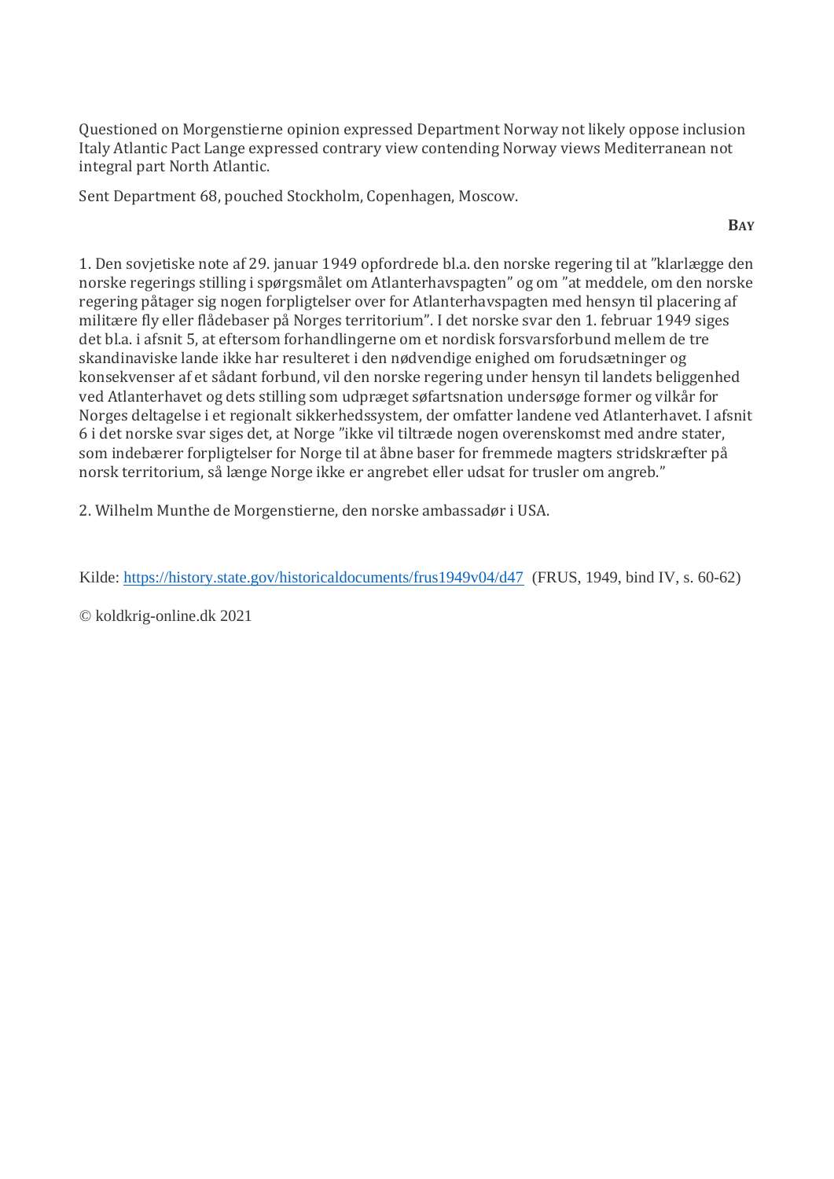Questioned on Morgenstierne opinion expressed Department Norway not likely oppose inclusion Italy Atlantic Pact Lange expressed contrary view contending Norway views Mediterranean not integral part North Atlantic.

Sent Department 68, pouched Stockholm, Copenhagen, Moscow.

**BAY**

1. Den sovjetiske note af 29. januar 1949 opfordrede bl.a. den norske regering til at "klarlægge den norske regerings stilling i spørgsmålet om Atlanterhavspagten" og om "at meddele, om den norske regering påtager sig nogen forpligtelser over for Atlanterhavspagten med hensyn til placering af militære fly eller flådebaser på Norges territorium". I det norske svar den 1. februar 1949 siges det bl.a. i afsnit 5, at eftersom forhandlingerne om et nordisk forsvarsforbund mellem de tre skandinaviske lande ikke har resulteret i den nødvendige enighed om forudsætninger og konsekvenser af et sådant forbund, vil den norske regering under hensyn til landets beliggenhed ved Atlanterhavet og dets stilling som udpræget søfartsnation undersøge former og vilkår for Norges deltagelse i et regionalt sikkerhedssystem, der omfatter landene ved Atlanterhavet. I afsnit 6 i det norske svar siges det, at Norge "ikke vil tiltræde nogen overenskomst med andre stater, som indebærer forpligtelser for Norge til at åbne baser for fremmede magters stridskræfter på norsk territorium, så længe Norge ikke er angrebet eller udsat for trusler om angreb."

2. Wilhelm Munthe de Morgenstierne, den norske ambassadør i USA.

Kilde: https://history.state.gov/historicaldocuments/frus1949v04/d47 (FRUS, 1949, bind IV, s. 60-62)

© koldkrig-online.dk 2021